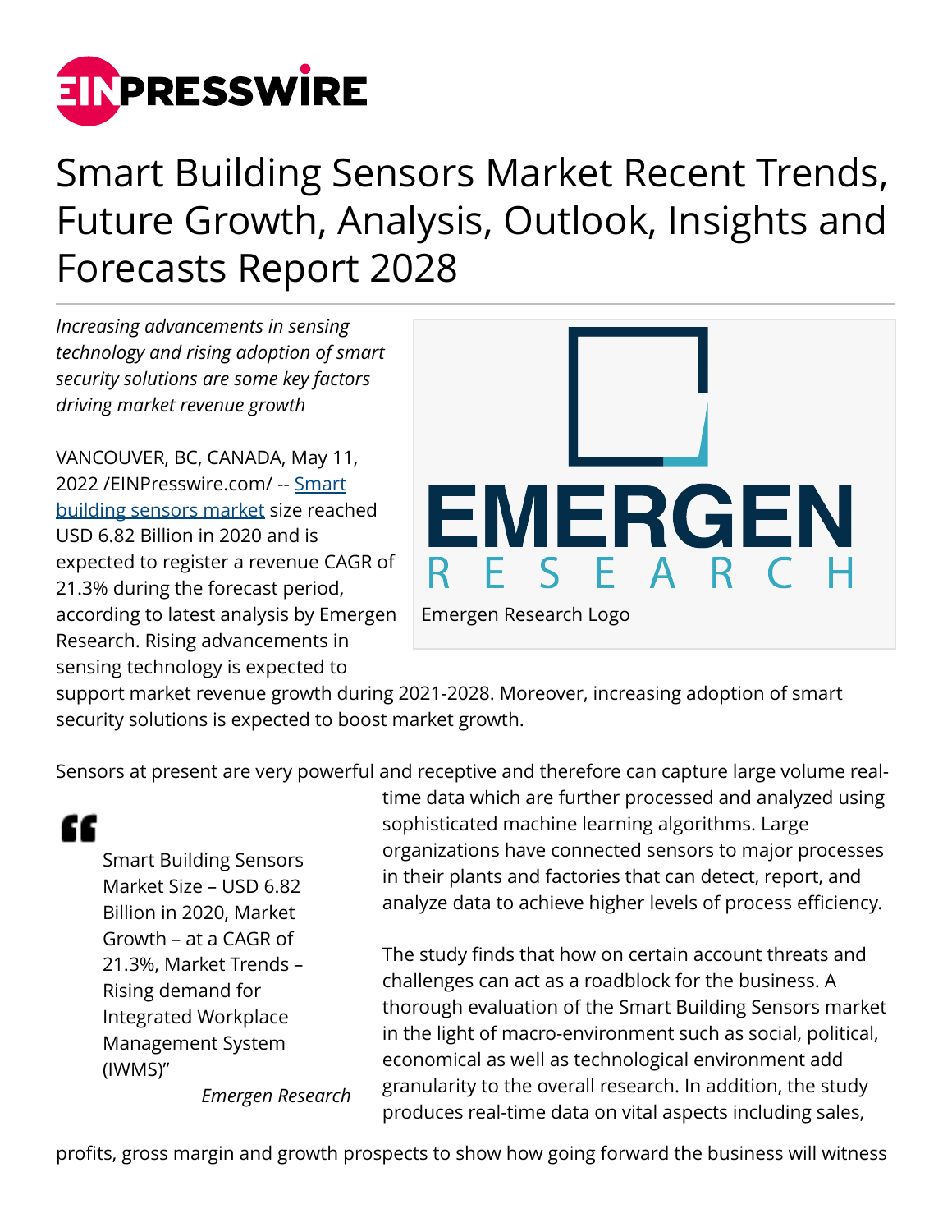# Smart Building Sensors Market Recent Trends, Future Growth, Analysis, Outlook, Insights and Forecasts Report 2028

*Increasing advancements in sensing technology and rising adoption of smart security solutions are some key factors driving market revenue growth*

Emergen Research Logo

VANCOUVER, BC, CANADA, May 11, 2022 /EINPresswire.com/ -- [Smart building sensors market](Smart building sensors market) size reached USD 6.82 Billion in 2020 and is expected to register a revenue CAGR of 21.3% during the forecast period, according to latest analysis by Emergen Research. Rising advancements in sensing technology is expected to support market revenue growth during 2021-2028. Moreover, increasing adoption of smart security solutions is expected to boost market growth.

> Smart Building Sensors Market Size – USD 6.82 Billion in 2020, Market Growth – at a CAGR of 21.3%, Market Trends – Rising demand for Integrated Workplace Management System (IWMS)"
>
> *Emergen Research*

Sensors at present are very powerful and receptive and therefore can capture large volume real-time data which are further processed and analyzed using sophisticated machine learning algorithms. Large organizations have connected sensors to major processes in their plants and factories that can detect, report, and analyze data to achieve higher levels of process efficiency.

The study finds that how on certain account threats and challenges can act as a roadblock for the business. A thorough evaluation of the Smart Building Sensors market in the light of macro-environment such as social, political, economical as well as technological environment add granularity to the overall research. In addition, the study produces real-time data on vital aspects including sales, profits, gross margin and growth prospects to show how going forward the business will witness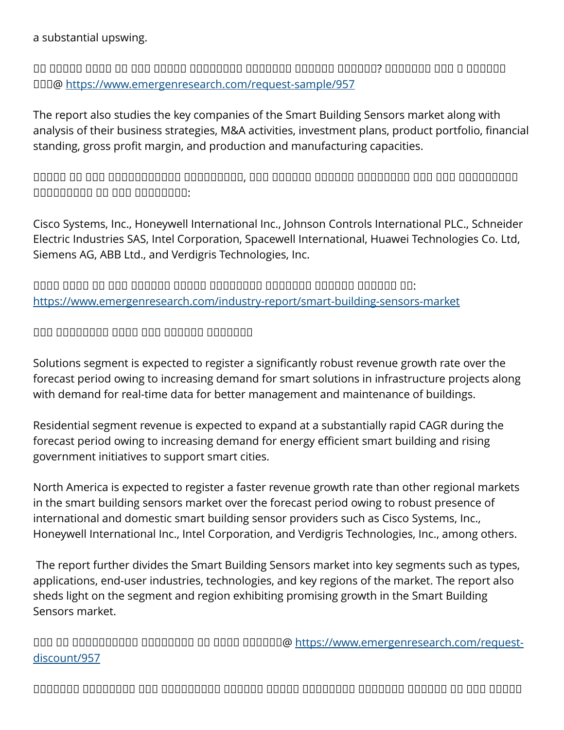a substantial upswing.

□□ □□□□□ □□□□ □□ □□□ □□□□□ □□□□□□□□ □□□□□□□ □□□□□□ □□□□□□? □□□□□□□ □□□ □ □□□□□□ □□□@ https://www.emergenresearch.com/request-sample/957

The report also studies the key companies of the Smart Building Sensors market along with analysis of their business strategies, M&A activities, investment plans, product portfolio, financial standing, gross profit margin, and production and manufacturing capacities.

□□□□□ □□ □□□ □□□□□□□□□□□□ □□□□□□□□□□, □□□ □□□□□□ □□□□□□ □□□□□□□□ □□□ □□□ □□□□□□□□□□ □□□□□□□□□ □□ □□□ □□□□□□□□□:

Cisco Systems, Inc., Honeywell International Inc., Johnson Controls International PLC., Schneider Electric Industries SAS, Intel Corporation, Spacewell International, Huawei Technologies Co. Ltd, Siemens AG, ABB Ltd., and Verdigris Technologies, Inc.

□□□□ □□□□ □□ □□□ □□□□□□ □□□□□ □□□□□□□□□ □□□□□□□ □□□□□□ □□□□□□ □□: https://www.emergenresearch.com/industry-report/smart-building-sensors-market

□□□ □□□□□□□□□ □□□□ □□□ □□□□□□□ □□□□□□□□

Solutions segment is expected to register a significantly robust revenue growth rate over the forecast period owing to increasing demand for smart solutions in infrastructure projects along with demand for real-time data for better management and maintenance of buildings.

Residential segment revenue is expected to expand at a substantially rapid CAGR during the forecast period owing to increasing demand for energy efficient smart building and rising government initiatives to support smart cities.

North America is expected to register a faster revenue growth rate than other regional markets in the smart building sensors market over the forecast period owing to robust presence of international and domestic smart building sensor providers such as Cisco Systems, Inc., Honeywell International Inc., Intel Corporation, and Verdigris Technologies, Inc., among others.

The report further divides the Smart Building Sensors market into key segments such as types, applications, end-user industries, technologies, and key regions of the market. The report also sheds light on the segment and region exhibiting promising growth in the Smart Building Sensors market.

□□□ □□ □□□□□□□□□□□□ □□□□□□□□□ □□ □□□□ □□□□□□□@ https://www.emergenresearch.com/request-discount/957

□□□□□□□□ □□□□□□□□□ □□□ □□□□□□□□□□□ □□□□□□□ □□□□□□ □□□□□□□□□ □□□□□□□□ □□□□□□□ □□ □□□ □□□□□□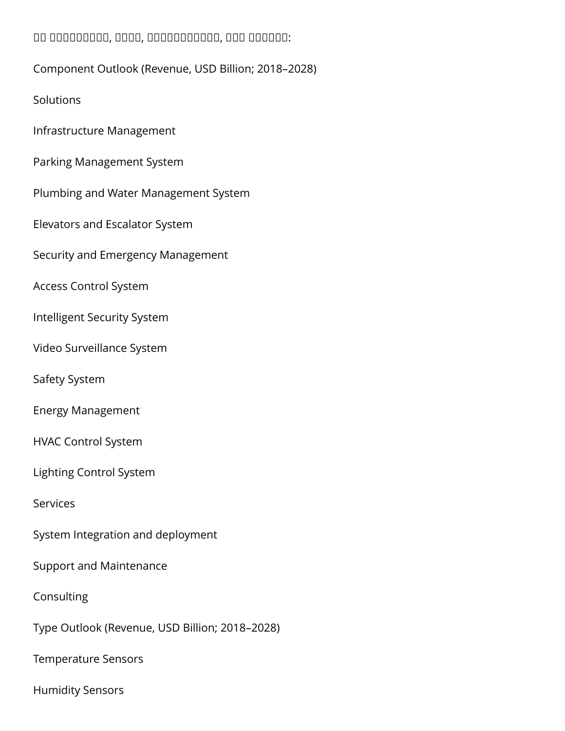□□ □□□□□□□□□□, □□□□, □□□□□□□□□□□, □□□ □□□□□□:

Component Outlook (Revenue, USD Billion; 2018–2028)

Solutions

Infrastructure Management

Parking Management System

Plumbing and Water Management System

Elevators and Escalator System

Security and Emergency Management

Access Control System

Intelligent Security System

Video Surveillance System

Safety System

Energy Management

HVAC Control System

Lighting Control System

Services

System Integration and deployment

Support and Maintenance

Consulting

Type Outlook (Revenue, USD Billion; 2018–2028)

Temperature Sensors

Humidity Sensors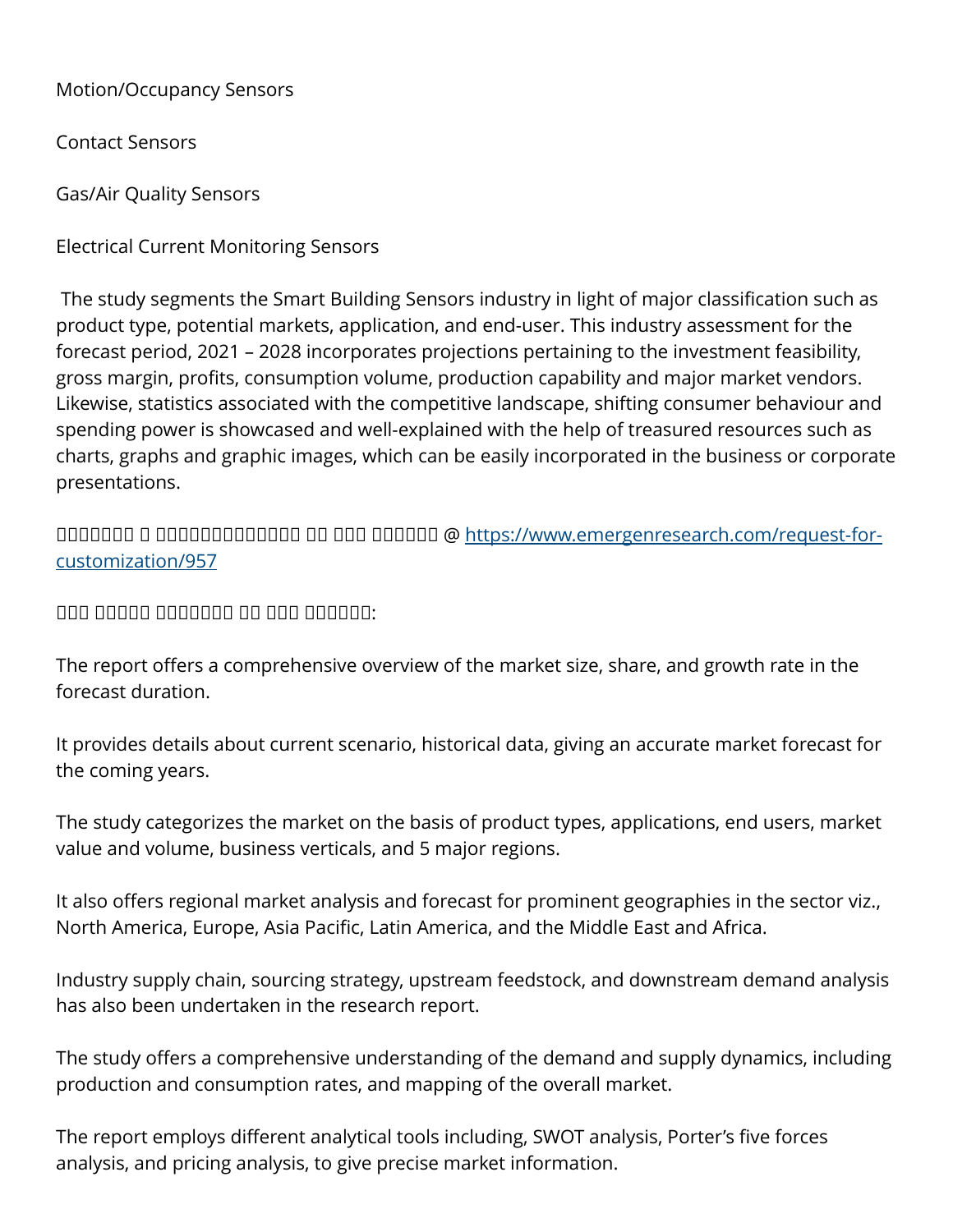Motion/Occupancy Sensors

Contact Sensors

Gas/Air Quality Sensors

Electrical Current Monitoring Sensors

The study segments the Smart Building Sensors industry in light of major classification such as product type, potential markets, application, and end-user. This industry assessment for the forecast period, 2021 – 2028 incorporates projections pertaining to the investment feasibility, gross margin, profits, consumption volume, production capability and major market vendors. Likewise, statistics associated with the competitive landscape, shifting consumer behaviour and spending power is showcased and well-explained with the help of treasured resources such as charts, graphs and graphic images, which can be easily incorporated in the business or corporate presentations.

□□□□□□□ □ □□□□□□□□□□□□□ □□ □□□ □□□□□□ @ https://www.emergenresearch.com/request-for-customization/957

□□□ □□□□□ □□□□□□□□ □□ □□□ □□□□□□:

The report offers a comprehensive overview of the market size, share, and growth rate in the forecast duration.

It provides details about current scenario, historical data, giving an accurate market forecast for the coming years.

The study categorizes the market on the basis of product types, applications, end users, market value and volume, business verticals, and 5 major regions.

It also offers regional market analysis and forecast for prominent geographies in the sector viz., North America, Europe, Asia Pacific, Latin America, and the Middle East and Africa.

Industry supply chain, sourcing strategy, upstream feedstock, and downstream demand analysis has also been undertaken in the research report.

The study offers a comprehensive understanding of the demand and supply dynamics, including production and consumption rates, and mapping of the overall market.

The report employs different analytical tools including, SWOT analysis, Porter's five forces analysis, and pricing analysis, to give precise market information.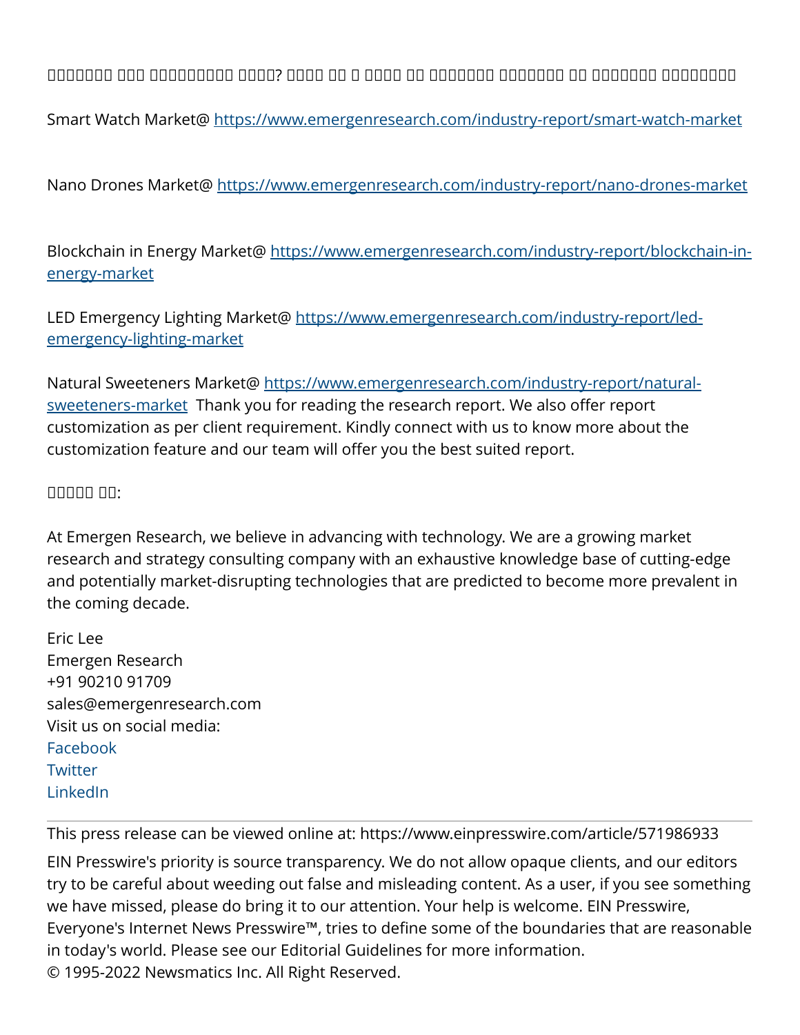□□□□□□□ □□□ □□□□□□□□□ □□□□? □□□□ □□ □ □□□□ □□ □□□□□□□ □□□□□□□ □□ □□□□□□□ □□□□□□□□

Smart Watch Market@ https://www.emergenresearch.com/industry-report/smart-watch-market

Nano Drones Market@ https://www.emergenresearch.com/industry-report/nano-drones-market

Blockchain in Energy Market@ https://www.emergenresearch.com/industry-report/blockchain-in-energy-market

LED Emergency Lighting Market@ https://www.emergenresearch.com/industry-report/led-emergency-lighting-market

Natural Sweeteners Market@ https://www.emergenresearch.com/industry-report/natural-sweeteners-market  Thank you for reading the research report. We also offer report customization as per client requirement. Kindly connect with us to know more about the customization feature and our team will offer you the best suited report.

□□□□□ □□:

At Emergen Research, we believe in advancing with technology. We are a growing market research and strategy consulting company with an exhaustive knowledge base of cutting-edge and potentially market-disrupting technologies that are predicted to become more prevalent in the coming decade.

Eric Lee
Emergen Research
+91 90210 91709
sales@emergenresearch.com
Visit us on social media:
Facebook
Twitter
LinkedIn

---

This press release can be viewed online at: https://www.einpresswire.com/article/571986933

EIN Presswire's priority is source transparency. We do not allow opaque clients, and our editors try to be careful about weeding out false and misleading content. As a user, if you see something we have missed, please do bring it to our attention. Your help is welcome. EIN Presswire, Everyone's Internet News Presswire™, tries to define some of the boundaries that are reasonable in today's world. Please see our Editorial Guidelines for more information.
© 1995-2022 Newsmatics Inc. All Right Reserved.